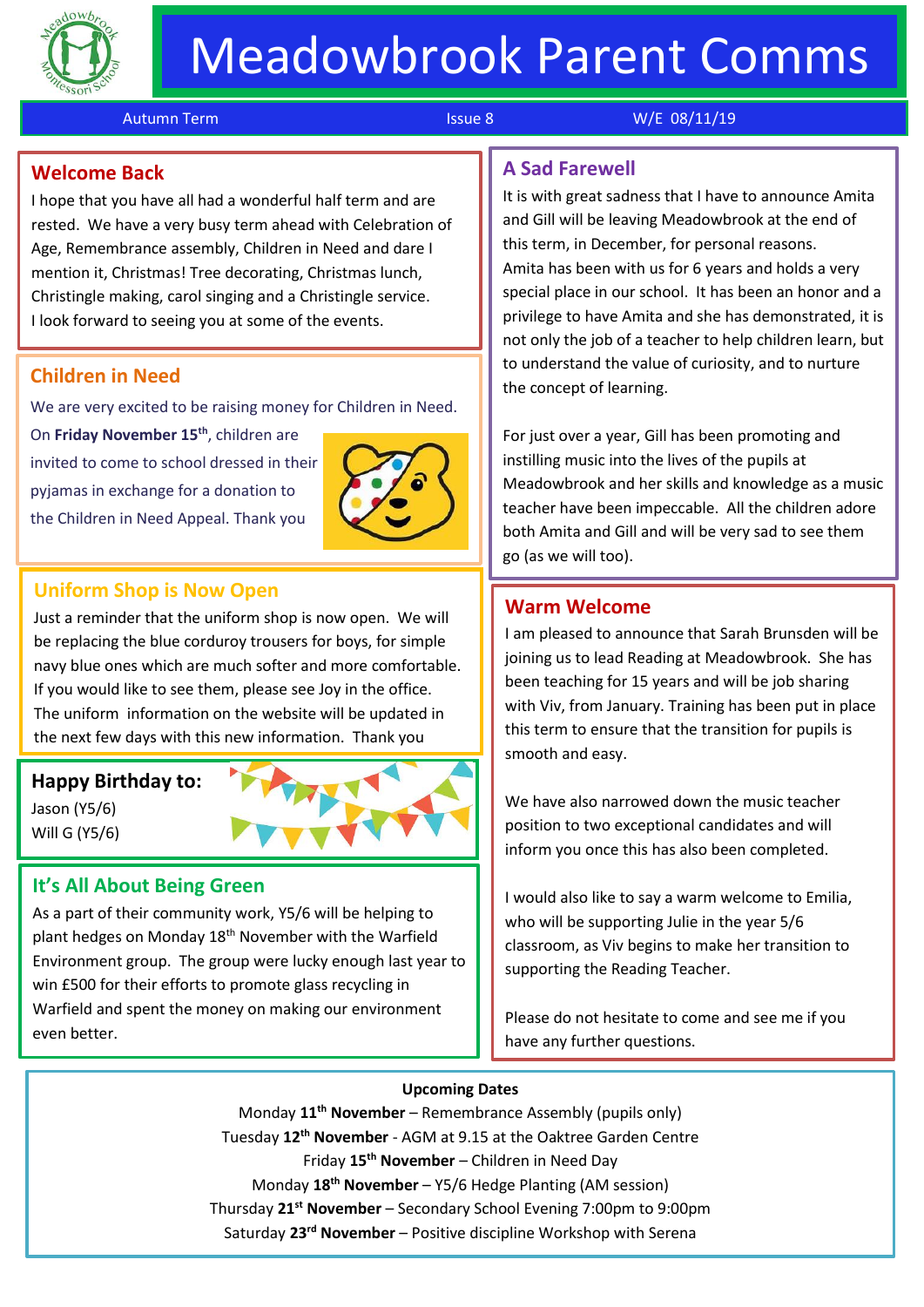# Meadowbrook Parent Comms

Autumn Term | Issue 8 | W/E 08/11/19

## Welcome Back

I hope that you have all had a wonderful half term and are rested. We have a very busy term ahead with Celebration of Age, Remembrance assembly, Children in Need and dare I mention it, Christmas! Tree decorating, Christmas lunch, Christingle making, carol singing and a Christingle service. I look forward to seeing you at some of the events.

## Children in Need

We are very excited to be raising money for Children in Need. On **Friday November 15th**, children are invited to come to school dressed in their pyjamas in exchange for a donation to the Children in Need Appeal. Thank you

## Uniform Shop is Now Open

Just a reminder that the uniform shop is now open. We will be replacing the blue corduroy trousers for boys, for simple navy blue ones which are much softer and more comfortable. If you would like to see them, please see Joy in the office. The uniform information on the website will be updated in the next few days with this new information. Thank you

## Happy Birthday to:

Jason (Y5/6)
Will G (Y5/6)

## It's All About Being Green

As a part of their community work, Y5/6 will be helping to plant hedges on Monday 18th November with the Warfield Environment group. The group were lucky enough last year to win £500 for their efforts to promote glass recycling in Warfield and spent the money on making our environment even better.

## A Sad Farewell

It is with great sadness that I have to announce Amita and Gill will be leaving Meadowbrook at the end of this term, in December, for personal reasons.
Amita has been with us for 6 years and holds a very special place in our school. It has been an honor and a privilege to have Amita and she has demonstrated, it is not only the job of a teacher to help children learn, but to understand the value of curiosity, and to nurture the concept of learning.

For just over a year, Gill has been promoting and instilling music into the lives of the pupils at Meadowbrook and her skills and knowledge as a music teacher have been impeccable. All the children adore both Amita and Gill and will be very sad to see them go (as we will too).

## Warm Welcome

I am pleased to announce that Sarah Brunsden will be joining us to lead Reading at Meadowbrook. She has been teaching for 15 years and will be job sharing with Viv, from January. Training has been put in place this term to ensure that the transition for pupils is smooth and easy.

We have also narrowed down the music teacher position to two exceptional candidates and will inform you once this has also been completed.

I would also like to say a warm welcome to Emilia, who will be supporting Julie in the year 5/6 classroom, as Viv begins to make her transition to supporting the Reading Teacher.

Please do not hesitate to come and see me if you have any further questions.

## Upcoming Dates

Monday **11th November** – Remembrance Assembly (pupils only)
Tuesday **12th November** - AGM at 9.15 at the Oaktree Garden Centre
Friday **15th November** – Children in Need Day
Monday **18th November** – Y5/6 Hedge Planting (AM session)
Thursday **21st November** – Secondary School Evening 7:00pm to 9:00pm
Saturday **23rd November** – Positive discipline Workshop with Serena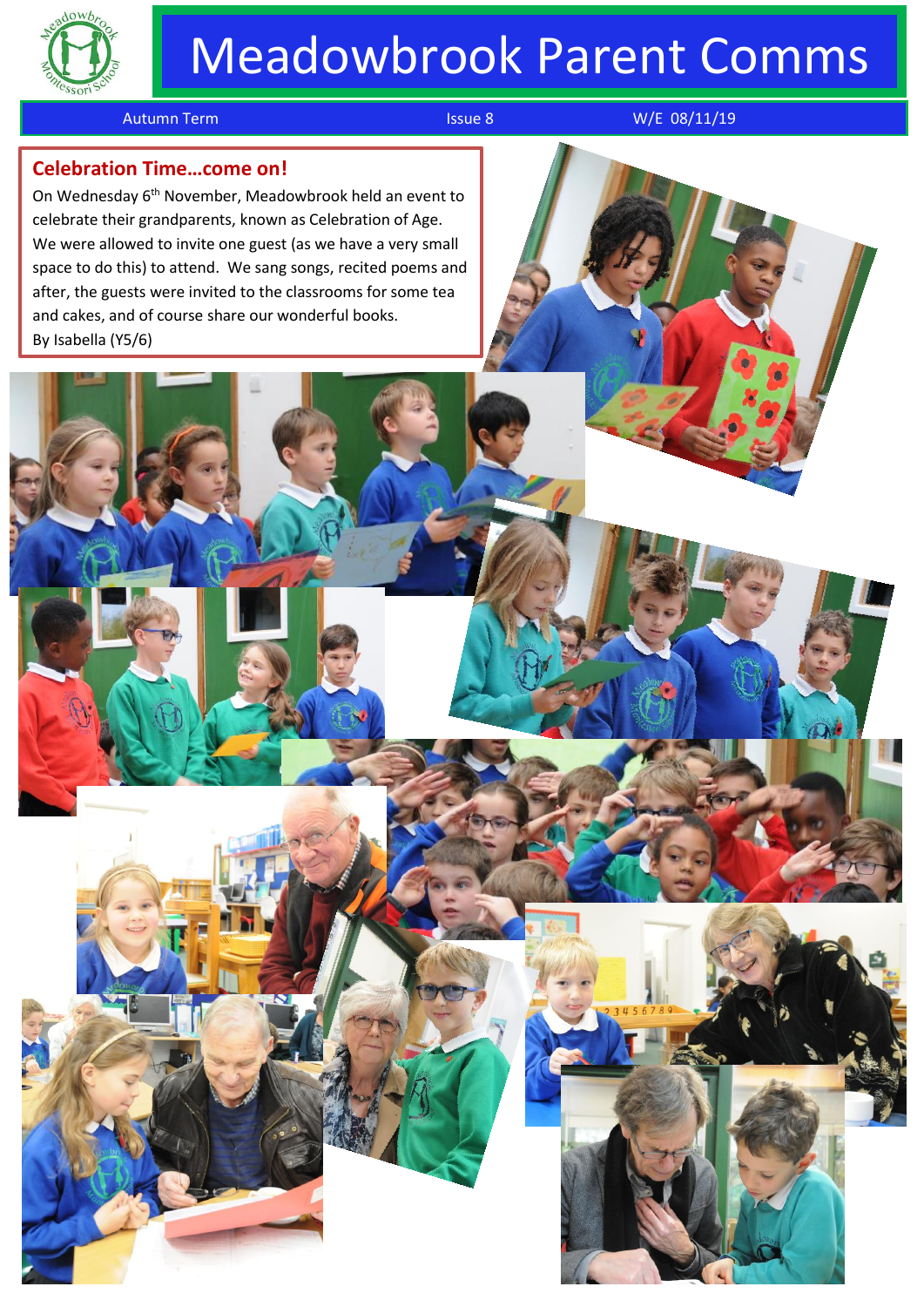# Meadowbrook Parent Comms

Autumn Term | Issue 8 | W/E 08/11/19

## Celebration Time…come on!

On Wednesday 6th November, Meadowbrook held an event to celebrate their grandparents, known as Celebration of Age. We were allowed to invite one guest (as we have a very small space to do this) to attend. We sang songs, recited poems and after, the guests were invited to the classrooms for some tea and cakes, and of course share our wonderful books.

By Isabella (Y5/6)